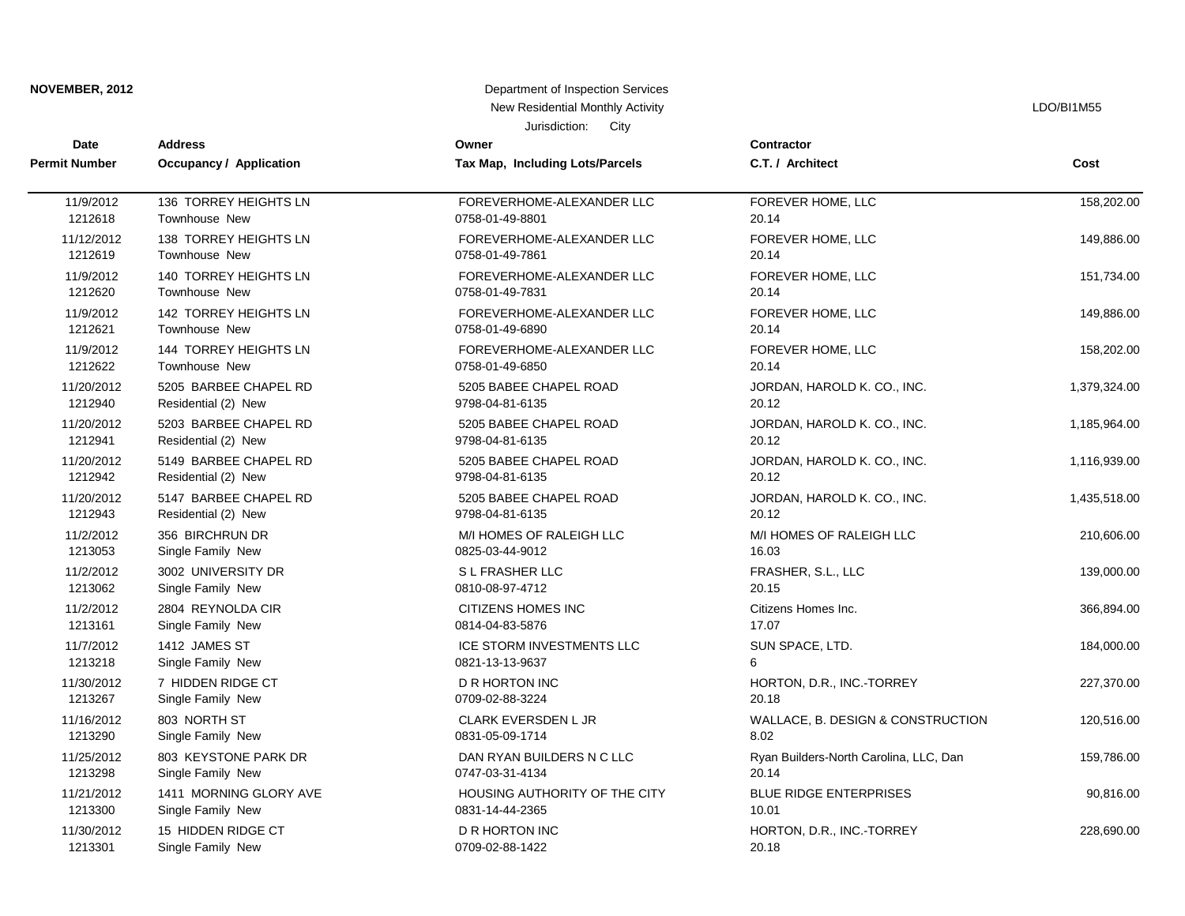**NOVEMBER, 2012**

Department of Inspection Services
New Residential Monthly Activity
Jurisdiction: City

LDO/BI1M55

| Date<br>Permit Number | Address<br>Occupancy / Application | Owner<br>Tax Map, Including Lots/Parcels | Contractor<br>C.T. / Architect | Cost |
|---|---|---|---|---|
| 11/9/2012<br>1212618 | 136 TORREY HEIGHTS LN<br>Townhouse New | FOREVERHOME-ALEXANDER LLC<br>0758-01-49-8801 | FOREVER HOME, LLC<br>20.14 | 158,202.00 |
| 11/12/2012<br>1212619 | 138 TORREY HEIGHTS LN<br>Townhouse New | FOREVERHOME-ALEXANDER LLC<br>0758-01-49-7861 | FOREVER HOME, LLC<br>20.14 | 149,886.00 |
| 11/9/2012<br>1212620 | 140 TORREY HEIGHTS LN<br>Townhouse New | FOREVERHOME-ALEXANDER LLC<br>0758-01-49-7831 | FOREVER HOME, LLC<br>20.14 | 151,734.00 |
| 11/9/2012<br>1212621 | 142 TORREY HEIGHTS LN<br>Townhouse New | FOREVERHOME-ALEXANDER LLC<br>0758-01-49-6890 | FOREVER HOME, LLC<br>20.14 | 149,886.00 |
| 11/9/2012<br>1212622 | 144 TORREY HEIGHTS LN<br>Townhouse New | FOREVERHOME-ALEXANDER LLC<br>0758-01-49-6850 | FOREVER HOME, LLC<br>20.14 | 158,202.00 |
| 11/20/2012<br>1212940 | 5205 BARBEE CHAPEL RD<br>Residential (2) New | 5205 BABEE CHAPEL ROAD<br>9798-04-81-6135 | JORDAN, HAROLD K. CO., INC.<br>20.12 | 1,379,324.00 |
| 11/20/2012<br>1212941 | 5203 BARBEE CHAPEL RD<br>Residential (2) New | 5205 BABEE CHAPEL ROAD<br>9798-04-81-6135 | JORDAN, HAROLD K. CO., INC.<br>20.12 | 1,185,964.00 |
| 11/20/2012<br>1212942 | 5149 BARBEE CHAPEL RD<br>Residential (2) New | 5205 BABEE CHAPEL ROAD<br>9798-04-81-6135 | JORDAN, HAROLD K. CO., INC.<br>20.12 | 1,116,939.00 |
| 11/20/2012<br>1212943 | 5147 BARBEE CHAPEL RD<br>Residential (2) New | 5205 BABEE CHAPEL ROAD<br>9798-04-81-6135 | JORDAN, HAROLD K. CO., INC.<br>20.12 | 1,435,518.00 |
| 11/2/2012<br>1213053 | 356 BIRCHRUN DR<br>Single Family New | M/I HOMES OF RALEIGH LLC<br>0825-03-44-9012 | M/I HOMES OF RALEIGH LLC<br>16.03 | 210,606.00 |
| 11/2/2012<br>1213062 | 3002 UNIVERSITY DR<br>Single Family New | S L FRASHER LLC<br>0810-08-97-4712 | FRASHER, S.L., LLC<br>20.15 | 139,000.00 |
| 11/2/2012<br>1213161 | 2804 REYNOLDA CIR<br>Single Family New | CITIZENS HOMES INC<br>0814-04-83-5876 | Citizens Homes Inc.<br>17.07 | 366,894.00 |
| 11/7/2012<br>1213218 | 1412 JAMES ST<br>Single Family New | ICE STORM INVESTMENTS LLC<br>0821-13-13-9637 | SUN SPACE, LTD.<br>6 | 184,000.00 |
| 11/30/2012<br>1213267 | 7 HIDDEN RIDGE CT<br>Single Family New | D R HORTON INC<br>0709-02-88-3224 | HORTON, D.R., INC.-TORREY<br>20.18 | 227,370.00 |
| 11/16/2012<br>1213290 | 803 NORTH ST<br>Single Family New | CLARK EVERSDEN L JR<br>0831-05-09-1714 | WALLACE, B. DESIGN & CONSTRUCTION<br>8.02 | 120,516.00 |
| 11/25/2012<br>1213298 | 803 KEYSTONE PARK DR<br>Single Family New | DAN RYAN BUILDERS N C LLC<br>0747-03-31-4134 | Ryan Builders-North Carolina, LLC, Dan<br>20.14 | 159,786.00 |
| 11/21/2012<br>1213300 | 1411 MORNING GLORY AVE<br>Single Family New | HOUSING AUTHORITY OF THE CITY<br>0831-14-44-2365 | BLUE RIDGE ENTERPRISES<br>10.01 | 90,816.00 |
| 11/30/2012<br>1213301 | 15 HIDDEN RIDGE CT<br>Single Family New | D R HORTON INC<br>0709-02-88-1422 | HORTON, D.R., INC.-TORREY<br>20.18 | 228,690.00 |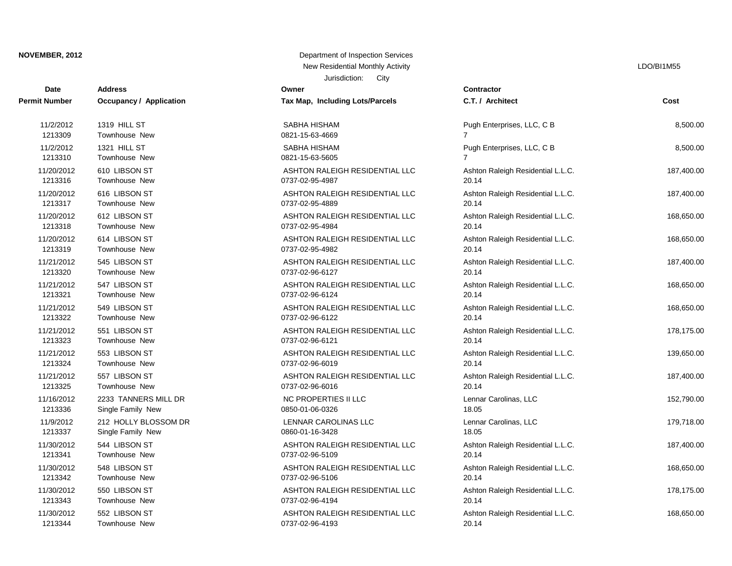**NOVEMBER, 2012**

Department of Inspection Services
New Residential Monthly Activity
Jurisdiction: City

LDO/BI1M55

| Date<br>Permit Number | Address<br>Occupancy / Application | Owner<br>Tax Map, Including Lots/Parcels | Contractor<br>C.T. / Architect | Cost |
|---|---|---|---|---|
| 11/2/2012<br>1213309 | 1319 HILL ST<br>Townhouse New | SABHA HISHAM<br>0821-15-63-4669 | Pugh Enterprises, LLC, C B<br>7 | 8,500.00 |
| 11/2/2012<br>1213310 | 1321 HILL ST<br>Townhouse New | SABHA HISHAM<br>0821-15-63-5605 | Pugh Enterprises, LLC, C B<br>7 | 8,500.00 |
| 11/20/2012<br>1213316 | 610 LIBSON ST<br>Townhouse New | ASHTON RALEIGH RESIDENTIAL LLC<br>0737-02-95-4987 | Ashton Raleigh Residential L.L.C.<br>20.14 | 187,400.00 |
| 11/20/2012<br>1213317 | 616 LIBSON ST<br>Townhouse New | ASHTON RALEIGH RESIDENTIAL LLC<br>0737-02-95-4889 | Ashton Raleigh Residential L.L.C.<br>20.14 | 187,400.00 |
| 11/20/2012<br>1213318 | 612 LIBSON ST<br>Townhouse New | ASHTON RALEIGH RESIDENTIAL LLC<br>0737-02-95-4984 | Ashton Raleigh Residential L.L.C.<br>20.14 | 168,650.00 |
| 11/20/2012<br>1213319 | 614 LIBSON ST<br>Townhouse New | ASHTON RALEIGH RESIDENTIAL LLC<br>0737-02-95-4982 | Ashton Raleigh Residential L.L.C.<br>20.14 | 168,650.00 |
| 11/21/2012<br>1213320 | 545 LIBSON ST<br>Townhouse New | ASHTON RALEIGH RESIDENTIAL LLC<br>0737-02-96-6127 | Ashton Raleigh Residential L.L.C.<br>20.14 | 187,400.00 |
| 11/21/2012<br>1213321 | 547 LIBSON ST<br>Townhouse New | ASHTON RALEIGH RESIDENTIAL LLC<br>0737-02-96-6124 | Ashton Raleigh Residential L.L.C.<br>20.14 | 168,650.00 |
| 11/21/2012<br>1213322 | 549 LIBSON ST<br>Townhouse New | ASHTON RALEIGH RESIDENTIAL LLC<br>0737-02-96-6122 | Ashton Raleigh Residential L.L.C.<br>20.14 | 168,650.00 |
| 11/21/2012<br>1213323 | 551 LIBSON ST<br>Townhouse New | ASHTON RALEIGH RESIDENTIAL LLC<br>0737-02-96-6121 | Ashton Raleigh Residential L.L.C.<br>20.14 | 178,175.00 |
| 11/21/2012<br>1213324 | 553 LIBSON ST<br>Townhouse New | ASHTON RALEIGH RESIDENTIAL LLC<br>0737-02-96-6019 | Ashton Raleigh Residential L.L.C.<br>20.14 | 139,650.00 |
| 11/21/2012<br>1213325 | 557 LIBSON ST<br>Townhouse New | ASHTON RALEIGH RESIDENTIAL LLC<br>0737-02-96-6016 | Ashton Raleigh Residential L.L.C.<br>20.14 | 187,400.00 |
| 11/16/2012<br>1213336 | 2233 TANNERS MILL DR<br>Single Family New | NC PROPERTIES II LLC<br>0850-01-06-0326 | Lennar Carolinas, LLC<br>18.05 | 152,790.00 |
| 11/9/2012<br>1213337 | 212 HOLLY BLOSSOM DR<br>Single Family New | LENNAR CAROLINAS LLC<br>0860-01-16-3428 | Lennar Carolinas, LLC<br>18.05 | 179,718.00 |
| 11/30/2012<br>1213341 | 544 LIBSON ST<br>Townhouse New | ASHTON RALEIGH RESIDENTIAL LLC<br>0737-02-96-5109 | Ashton Raleigh Residential L.L.C.<br>20.14 | 187,400.00 |
| 11/30/2012<br>1213342 | 548 LIBSON ST<br>Townhouse New | ASHTON RALEIGH RESIDENTIAL LLC<br>0737-02-96-5106 | Ashton Raleigh Residential L.L.C.<br>20.14 | 168,650.00 |
| 11/30/2012<br>1213343 | 550 LIBSON ST<br>Townhouse New | ASHTON RALEIGH RESIDENTIAL LLC<br>0737-02-96-4194 | Ashton Raleigh Residential L.L.C.<br>20.14 | 178,175.00 |
| 11/30/2012<br>1213344 | 552 LIBSON ST<br>Townhouse New | ASHTON RALEIGH RESIDENTIAL LLC<br>0737-02-96-4193 | Ashton Raleigh Residential L.L.C.<br>20.14 | 168,650.00 |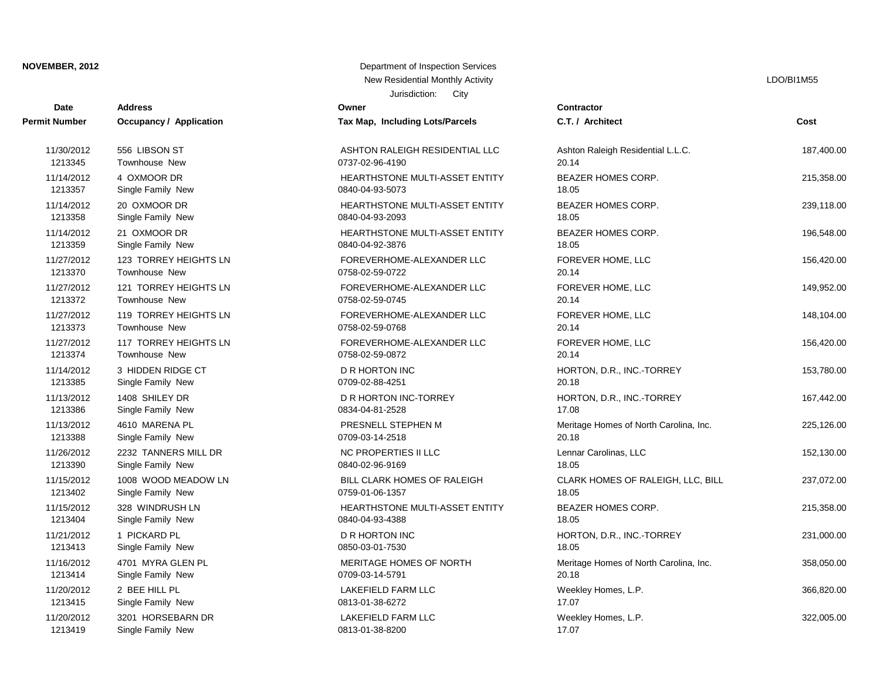**NOVEMBER, 2012**

Department of Inspection Services
New Residential Monthly Activity
Jurisdiction: City

LDO/BI1M55

| Date / Permit Number | Address / Occupancy / Application | Owner / Tax Map, Including Lots/Parcels | Contractor / C.T. / Architect | Cost |
|---|---|---|---|---|
| 11/30/2012<br>1213345 | 556 LIBSON ST<br>Townhouse New | ASHTON RALEIGH RESIDENTIAL LLC<br>0737-02-96-4190 | Ashton Raleigh Residential L.L.C.<br>20.14 | 187,400.00 |
| 11/14/2012<br>1213357 | 4 OXMOOR DR<br>Single Family New | HEARTHSTONE MULTI-ASSET ENTITY<br>0840-04-93-5073 | BEAZER HOMES CORP.<br>18.05 | 215,358.00 |
| 11/14/2012<br>1213358 | 20 OXMOOR DR<br>Single Family New | HEARTHSTONE MULTI-ASSET ENTITY<br>0840-04-93-2093 | BEAZER HOMES CORP.<br>18.05 | 239,118.00 |
| 11/14/2012<br>1213359 | 21 OXMOOR DR<br>Single Family New | HEARTHSTONE MULTI-ASSET ENTITY<br>0840-04-92-3876 | BEAZER HOMES CORP.<br>18.05 | 196,548.00 |
| 11/27/2012<br>1213370 | 123 TORREY HEIGHTS LN<br>Townhouse New | FOREVERHOME-ALEXANDER LLC<br>0758-02-59-0722 | FOREVER HOME, LLC<br>20.14 | 156,420.00 |
| 11/27/2012<br>1213372 | 121 TORREY HEIGHTS LN<br>Townhouse New | FOREVERHOME-ALEXANDER LLC<br>0758-02-59-0745 | FOREVER HOME, LLC<br>20.14 | 149,952.00 |
| 11/27/2012<br>1213373 | 119 TORREY HEIGHTS LN<br>Townhouse New | FOREVERHOME-ALEXANDER LLC<br>0758-02-59-0768 | FOREVER HOME, LLC<br>20.14 | 148,104.00 |
| 11/27/2012<br>1213374 | 117 TORREY HEIGHTS LN<br>Townhouse New | FOREVERHOME-ALEXANDER LLC<br>0758-02-59-0872 | FOREVER HOME, LLC<br>20.14 | 156,420.00 |
| 11/14/2012<br>1213385 | 3 HIDDEN RIDGE CT<br>Single Family New | D R HORTON INC<br>0709-02-88-4251 | HORTON, D.R., INC.-TORREY<br>20.18 | 153,780.00 |
| 11/13/2012<br>1213386 | 1408 SHILEY DR<br>Single Family New | D R HORTON INC-TORREY<br>0834-04-81-2528 | HORTON, D.R., INC.-TORREY<br>17.08 | 167,442.00 |
| 11/13/2012<br>1213388 | 4610 MARENA PL<br>Single Family New | PRESNELL STEPHEN M<br>0709-03-14-2518 | Meritage Homes of North Carolina, Inc.<br>20.18 | 225,126.00 |
| 11/26/2012<br>1213390 | 2232 TANNERS MILL DR<br>Single Family New | NC PROPERTIES II LLC<br>0840-02-96-9169 | Lennar Carolinas, LLC<br>18.05 | 152,130.00 |
| 11/15/2012<br>1213402 | 1008 WOOD MEADOW LN<br>Single Family New | BILL CLARK HOMES OF RALEIGH<br>0759-01-06-1357 | CLARK HOMES OF RALEIGH, LLC, BILL<br>18.05 | 237,072.00 |
| 11/15/2012<br>1213404 | 328 WINDRUSH LN<br>Single Family New | HEARTHSTONE MULTI-ASSET ENTITY<br>0840-04-93-4388 | BEAZER HOMES CORP.<br>18.05 | 215,358.00 |
| 11/21/2012<br>1213413 | 1 PICKARD PL<br>Single Family New | D R HORTON INC<br>0850-03-01-7530 | HORTON, D.R., INC.-TORREY<br>18.05 | 231,000.00 |
| 11/16/2012<br>1213414 | 4701 MYRA GLEN PL<br>Single Family New | MERITAGE HOMES OF NORTH<br>0709-03-14-5791 | Meritage Homes of North Carolina, Inc.<br>20.18 | 358,050.00 |
| 11/20/2012<br>1213415 | 2 BEE HILL PL<br>Single Family New | LAKEFIELD FARM LLC<br>0813-01-38-6272 | Weekley Homes, L.P.<br>17.07 | 366,820.00 |
| 11/20/2012<br>1213419 | 3201 HORSEBARN DR<br>Single Family New | LAKEFIELD FARM LLC<br>0813-01-38-8200 | Weekley Homes, L.P.<br>17.07 | 322,005.00 |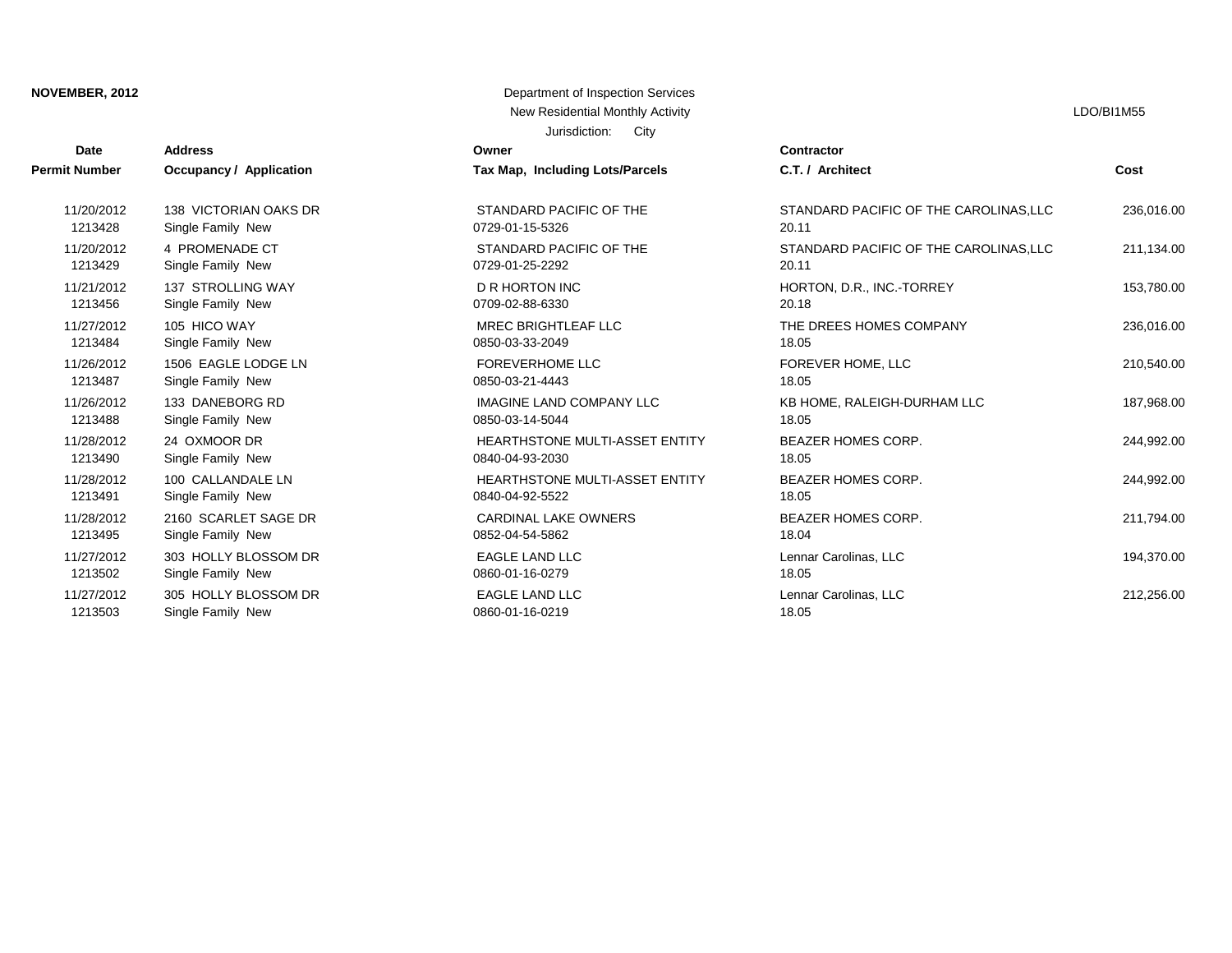**NOVEMBER, 2012**

Department of Inspection Services
New Residential Monthly Activity
Jurisdiction: City

LDO/BI1M55

| Date / Permit Number | Address / Occupancy / Application | Owner / Tax Map, Including Lots/Parcels | Contractor / C.T. / Architect | Cost |
|---|---|---|---|---|
| 11/20/2012<br>1213428 | 138 VICTORIAN OAKS DR<br>Single Family New | STANDARD PACIFIC OF THE<br>0729-01-15-5326 | STANDARD PACIFIC OF THE CAROLINAS,LLC<br>20.11 | 236,016.00 |
| 11/20/2012<br>1213429 | 4 PROMENADE CT<br>Single Family New | STANDARD PACIFIC OF THE<br>0729-01-25-2292 | STANDARD PACIFIC OF THE CAROLINAS,LLC<br>20.11 | 211,134.00 |
| 11/21/2012<br>1213456 | 137 STROLLING WAY<br>Single Family New | D R HORTON INC<br>0709-02-88-6330 | HORTON, D.R., INC.-TORREY<br>20.18 | 153,780.00 |
| 11/27/2012<br>1213484 | 105 HICO WAY<br>Single Family New | MREC BRIGHTLEAF LLC<br>0850-03-33-2049 | THE DREES HOMES COMPANY<br>18.05 | 236,016.00 |
| 11/26/2012<br>1213487 | 1506 EAGLE LODGE LN<br>Single Family New | FOREVERHOME LLC<br>0850-03-21-4443 | FOREVER HOME, LLC<br>18.05 | 210,540.00 |
| 11/26/2012<br>1213488 | 133 DANEBORG RD<br>Single Family New | IMAGINE LAND COMPANY LLC<br>0850-03-14-5044 | KB HOME, RALEIGH-DURHAM LLC<br>18.05 | 187,968.00 |
| 11/28/2012<br>1213490 | 24 OXMOOR DR<br>Single Family New | HEARTHSTONE MULTI-ASSET ENTITY<br>0840-04-93-2030 | BEAZER HOMES CORP.<br>18.05 | 244,992.00 |
| 11/28/2012<br>1213491 | 100 CALLANDALE LN<br>Single Family New | HEARTHSTONE MULTI-ASSET ENTITY<br>0840-04-92-5522 | BEAZER HOMES CORP.<br>18.05 | 244,992.00 |
| 11/28/2012<br>1213495 | 2160 SCARLET SAGE DR<br>Single Family New | CARDINAL LAKE OWNERS<br>0852-04-54-5862 | BEAZER HOMES CORP.<br>18.04 | 211,794.00 |
| 11/27/2012<br>1213502 | 303 HOLLY BLOSSOM DR<br>Single Family New | EAGLE LAND LLC<br>0860-01-16-0279 | Lennar Carolinas, LLC<br>18.05 | 194,370.00 |
| 11/27/2012<br>1213503 | 305 HOLLY BLOSSOM DR<br>Single Family New | EAGLE LAND LLC<br>0860-01-16-0219 | Lennar Carolinas, LLC<br>18.05 | 212,256.00 |